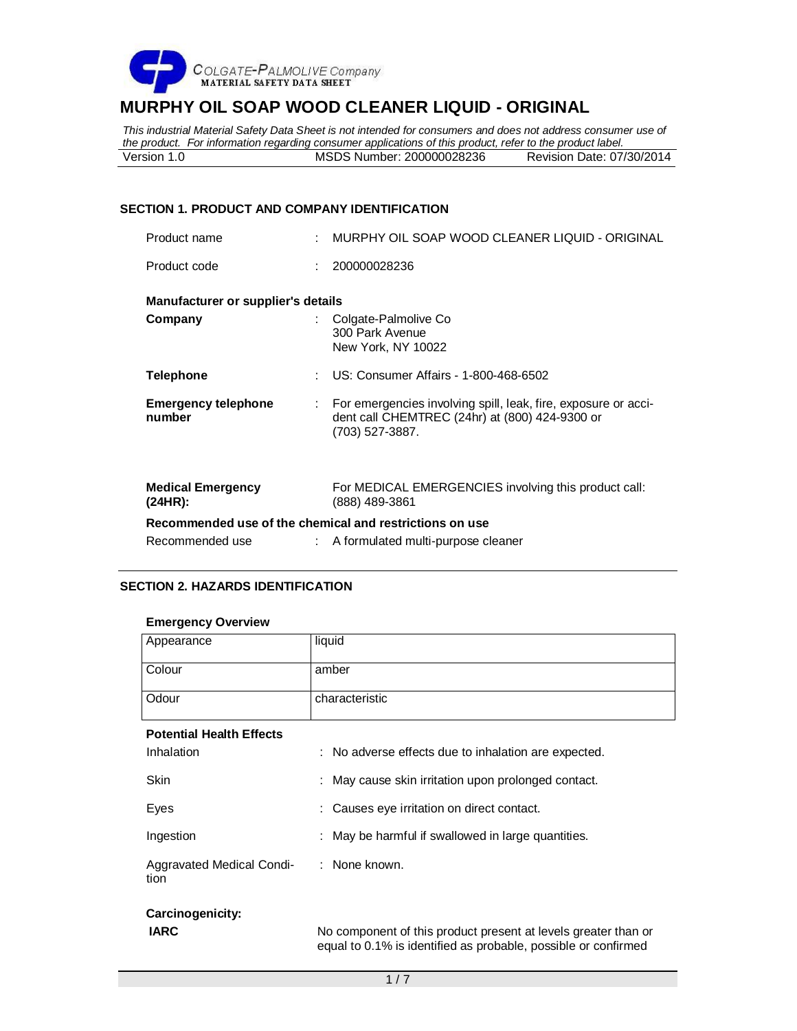COLGATE-PALMOLIVE Company
MATERIAL SAFETY DATA SHEET

# MURPHY OIL SOAP WOOD CLEANER LIQUID - ORIGINAL

*This industrial Material Safety Data Sheet is not intended for consumers and does not address consumer use of the product. For information regarding consumer applications of this product, refer to the product label.*

Version 1.0 | MSDS Number: 200000028236 | Revision Date: 07/30/2014

## SECTION 1. PRODUCT AND COMPANY IDENTIFICATION

Product name : MURPHY OIL SOAP WOOD CLEANER LIQUID - ORIGINAL

Product code : 200000028236

**Manufacturer or supplier's details**

**Company** : Colgate-Palmolive Co
300 Park Avenue
New York, NY 10022

**Telephone** : US: Consumer Affairs - 1-800-468-6502

**Emergency telephone number** : For emergencies involving spill, leak, fire, exposure or accident call CHEMTREC (24hr) at (800) 424-9300 or (703) 527-3887.

**Medical Emergency (24HR):** For MEDICAL EMERGENCIES involving this product call: (888) 489-3861

**Recommended use of the chemical and restrictions on use**

Recommended use : A formulated multi-purpose cleaner

## SECTION 2. HAZARDS IDENTIFICATION

**Emergency Overview**

| Appearance | liquid |
|---|---|
| Colour | amber |
| Odour | characteristic |

**Potential Health Effects**

Inhalation : No adverse effects due to inhalation are expected.

Skin : May cause skin irritation upon prolonged contact.

Eyes : Causes eye irritation on direct contact.

Ingestion : May be harmful if swallowed in large quantities.

Aggravated Medical Condition : None known.

**Carcinogenicity:**

**IARC** No component of this product present at levels greater than or equal to 0.1% is identified as probable, possible or confirmed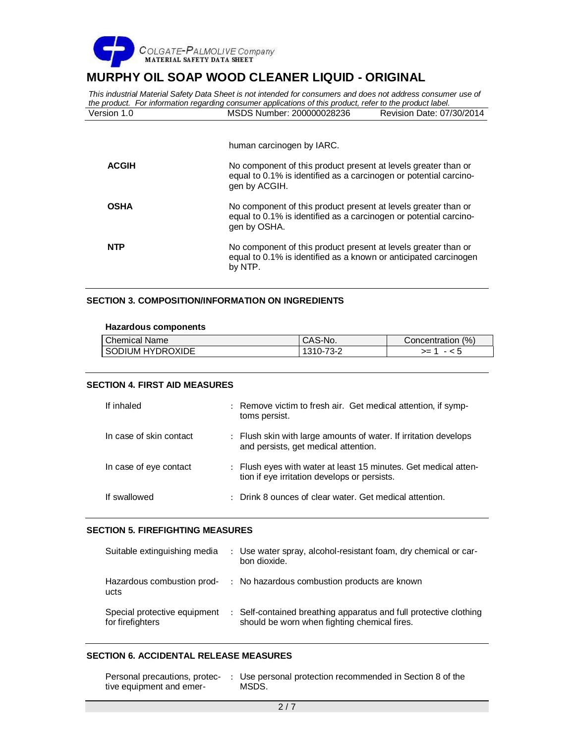human carcinogen by IARC.

**ACGIH** No component of this product present at levels greater than or equal to 0.1% is identified as a carcinogen or potential carcinogen by ACGIH.

**OSHA** No component of this product present at levels greater than or equal to 0.1% is identified as a carcinogen or potential carcinogen by OSHA.

**NTP** No component of this product present at levels greater than or equal to 0.1% is identified as a known or anticipated carcinogen by NTP.

## SECTION 3. COMPOSITION/INFORMATION ON INGREDIENTS

**Hazardous components**

| Chemical Name | CAS-No. | Concentration (%) |
| --- | --- | --- |
| SODIUM HYDROXIDE | 1310-73-2 | >= 1 - < 5 |

## SECTION 4. FIRST AID MEASURES

If inhaled : Remove victim to fresh air. Get medical attention, if symptoms persist.

In case of skin contact : Flush skin with large amounts of water. If irritation develops and persists, get medical attention.

In case of eye contact : Flush eyes with water at least 15 minutes. Get medical attention if eye irritation develops or persists.

If swallowed : Drink 8 ounces of clear water. Get medical attention.

## SECTION 5. FIREFIGHTING MEASURES

Suitable extinguishing media : Use water spray, alcohol-resistant foam, dry chemical or carbon dioxide.

Hazardous combustion products : No hazardous combustion products are known

Special protective equipment for firefighters : Self-contained breathing apparatus and full protective clothing should be worn when fighting chemical fires.

## SECTION 6. ACCIDENTAL RELEASE MEASURES

Personal precautions, protective equipment and emer- : Use personal protection recommended in Section 8 of the MSDS.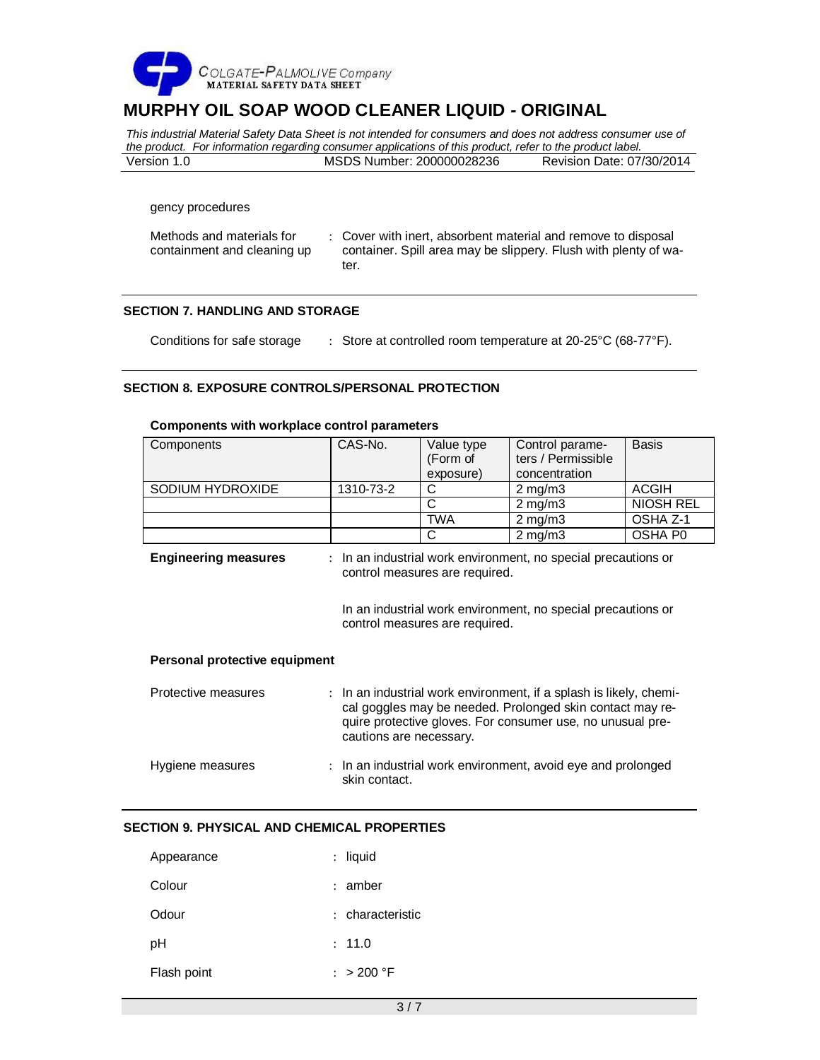gency procedures

Methods and materials for containment and cleaning up : Cover with inert, absorbent material and remove to disposal container. Spill area may be slippery. Flush with plenty of water.

## SECTION 7. HANDLING AND STORAGE

Conditions for safe storage : Store at controlled room temperature at 20-25°C (68-77°F).

## SECTION 8. EXPOSURE CONTROLS/PERSONAL PROTECTION

**Components with workplace control parameters**

| Components | CAS-No. | Value type (Form of exposure) | Control parameters / Permissible concentration | Basis |
|---|---|---|---|---|
| SODIUM HYDROXIDE | 1310-73-2 | C | 2 mg/m3 | ACGIH |
| | | C | 2 mg/m3 | NIOSH REL |
| | | TWA | 2 mg/m3 | OSHA Z-1 |
| | | C | 2 mg/m3 | OSHA P0 |

**Engineering measures** : In an industrial work environment, no special precautions or control measures are required.

In an industrial work environment, no special precautions or control measures are required.

**Personal protective equipment**

Protective measures : In an industrial work environment, if a splash is likely, chemical goggles may be needed. Prolonged skin contact may require protective gloves. For consumer use, no unusual precautions are necessary.

Hygiene measures : In an industrial work environment, avoid eye and prolonged skin contact.

## SECTION 9. PHYSICAL AND CHEMICAL PROPERTIES

Appearance : liquid

Colour : amber

Odour : characteristic

pH : 11.0

Flash point : > 200 °F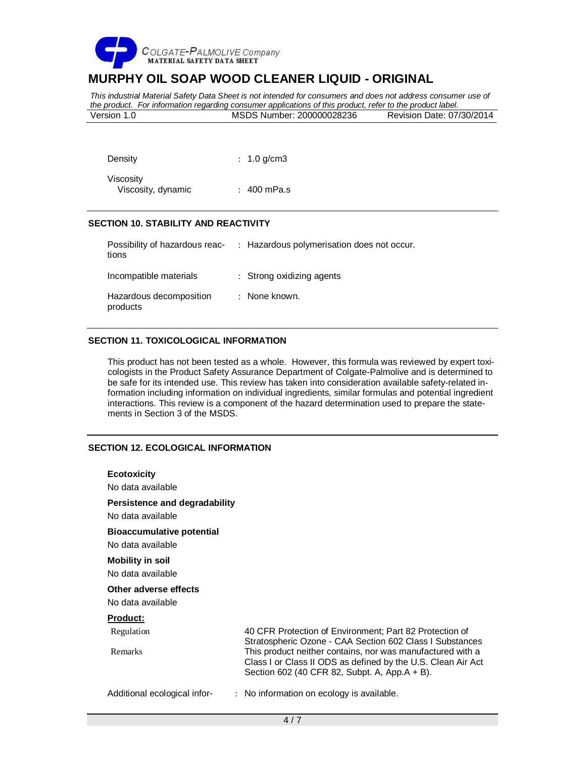| | |
|---|---|
| Density | : 1.0 g/cm3 |
| Viscosity | |
| Viscosity, dynamic | : 400 mPa.s |

## SECTION 10. STABILITY AND REACTIVITY

| | |
|---|---|
| Possibility of hazardous reactions | : Hazardous polymerisation does not occur. |
| Incompatible materials | : Strong oxidizing agents |
| Hazardous decomposition products | : None known. |

## SECTION 11. TOXICOLOGICAL INFORMATION

This product has not been tested as a whole. However, this formula was reviewed by expert toxicologists in the Product Safety Assurance Department of Colgate-Palmolive and is determined to be safe for its intended use. This review has taken into consideration available safety-related information including information on individual ingredients, similar formulas and potential ingredient interactions. This review is a component of the hazard determination used to prepare the statements in Section 3 of the MSDS.

## SECTION 12. ECOLOGICAL INFORMATION

**Ecotoxicity**

No data available

**Persistence and degradability**

No data available

**Bioaccumulative potential**

No data available

**Mobility in soil**

No data available

**Other adverse effects**

No data available

**Product:**

| | |
|---|---|
| Regulation | 40 CFR Protection of Environment; Part 82 Protection of Stratospheric Ozone - CAA Section 602 Class I Substances |
| Remarks | This product neither contains, nor was manufactured with a Class I or Class II ODS as defined by the U.S. Clean Air Act Section 602 (40 CFR 82, Subpt. A, App.A + B). |

Additional ecological infor- : No information on ecology is available.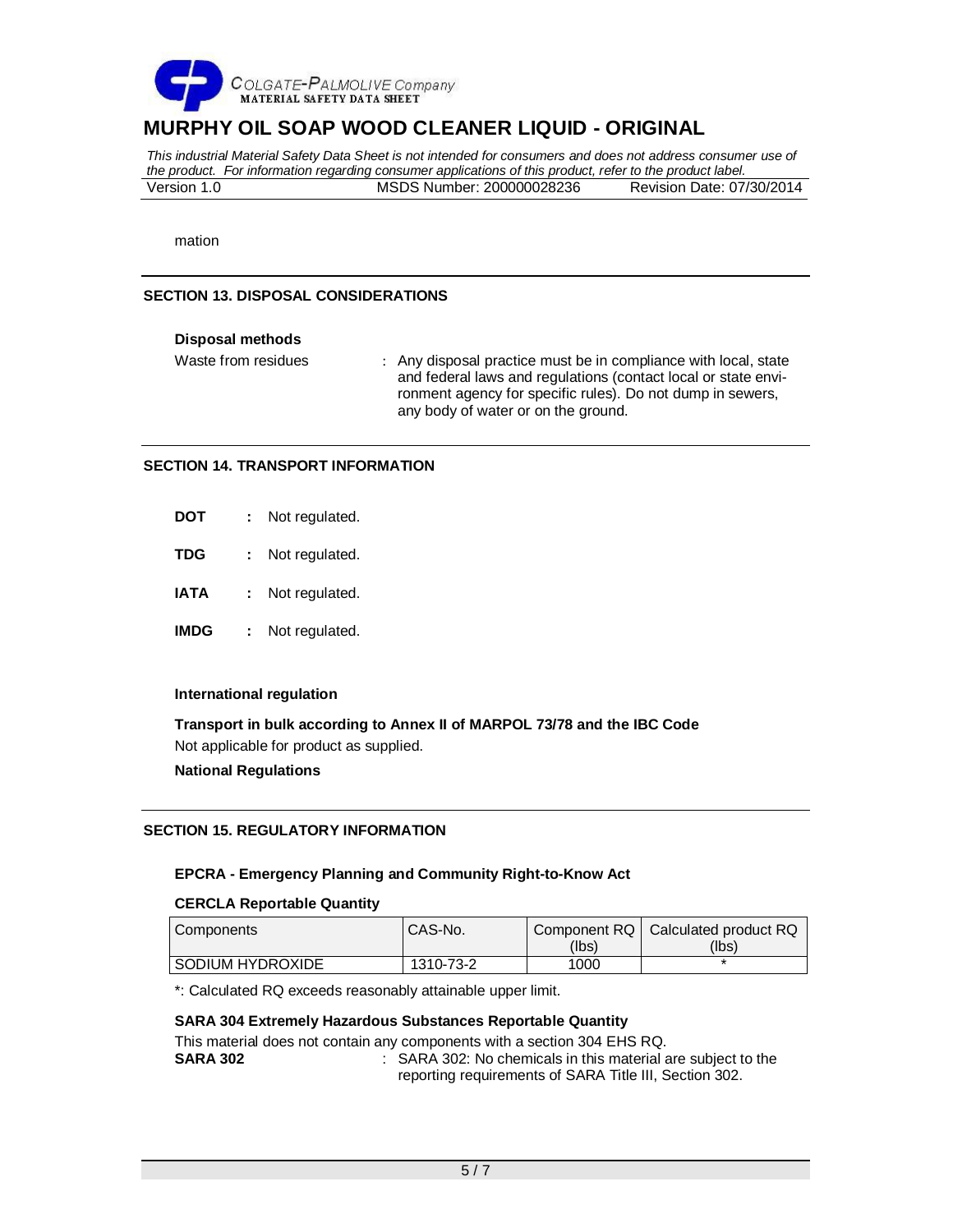mation

## SECTION 13. DISPOSAL CONSIDERATIONS

**Disposal methods**

Waste from residues : Any disposal practice must be in compliance with local, state and federal laws and regulations (contact local or state environment agency for specific rules). Do not dump in sewers, any body of water or on the ground.

## SECTION 14. TRANSPORT INFORMATION

**DOT** : Not regulated.

**TDG** : Not regulated.

**IATA** : Not regulated.

**IMDG** : Not regulated.

**International regulation**

**Transport in bulk according to Annex II of MARPOL 73/78 and the IBC Code**

Not applicable for product as supplied.

**National Regulations**

## SECTION 15. REGULATORY INFORMATION

**EPCRA - Emergency Planning and Community Right-to-Know Act**

**CERCLA Reportable Quantity**

| Components | CAS-No. | Component RQ (lbs) | Calculated product RQ (lbs) |
|---|---|---|---|
| SODIUM HYDROXIDE | 1310-73-2 | 1000 | * |

*: Calculated RQ exceeds reasonably attainable upper limit.

**SARA 304 Extremely Hazardous Substances Reportable Quantity**

This material does not contain any components with a section 304 EHS RQ.

**SARA 302** : SARA 302: No chemicals in this material are subject to the reporting requirements of SARA Title III, Section 302.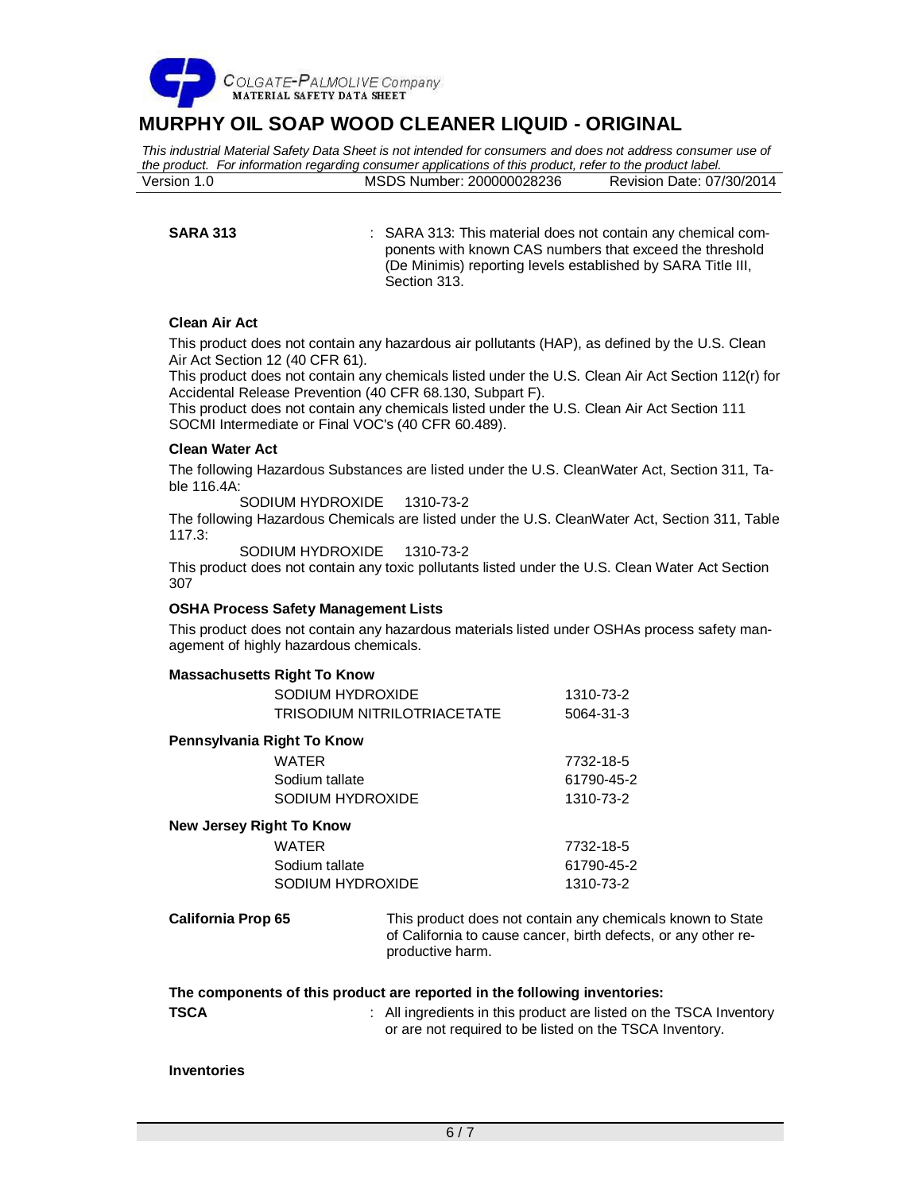**SARA 313** : SARA 313: This material does not contain any chemical components with known CAS numbers that exceed the threshold (De Minimis) reporting levels established by SARA Title III, Section 313.

**Clean Air Act**

This product does not contain any hazardous air pollutants (HAP), as defined by the U.S. Clean Air Act Section 12 (40 CFR 61).

This product does not contain any chemicals listed under the U.S. Clean Air Act Section 112(r) for Accidental Release Prevention (40 CFR 68.130, Subpart F).

This product does not contain any chemicals listed under the U.S. Clean Air Act Section 111 SOCMI Intermediate or Final VOC's (40 CFR 60.489).

**Clean Water Act**

The following Hazardous Substances are listed under the U.S. CleanWater Act, Section 311, Table 116.4A:

SODIUM HYDROXIDE 1310-73-2

The following Hazardous Chemicals are listed under the U.S. CleanWater Act, Section 311, Table 117.3:

SODIUM HYDROXIDE 1310-73-2

This product does not contain any toxic pollutants listed under the U.S. Clean Water Act Section 307

**OSHA Process Safety Management Lists**

This product does not contain any hazardous materials listed under OSHAs process safety management of highly hazardous chemicals.

**Massachusetts Right To Know**

| | |
|---|---|
| SODIUM HYDROXIDE | 1310-73-2 |
| TRISODIUM NITRILOTRIACETATE | 5064-31-3 |

**Pennsylvania Right To Know**

| | |
|---|---|
| WATER | 7732-18-5 |
| Sodium tallate | 61790-45-2 |
| SODIUM HYDROXIDE | 1310-73-2 |

**New Jersey Right To Know**

| | |
|---|---|
| WATER | 7732-18-5 |
| Sodium tallate | 61790-45-2 |
| SODIUM HYDROXIDE | 1310-73-2 |

**California Prop 65** This product does not contain any chemicals known to State of California to cause cancer, birth defects, or any other reproductive harm.

**The components of this product are reported in the following inventories:**

**TSCA** : All ingredients in this product are listed on the TSCA Inventory or are not required to be listed on the TSCA Inventory.

**Inventories**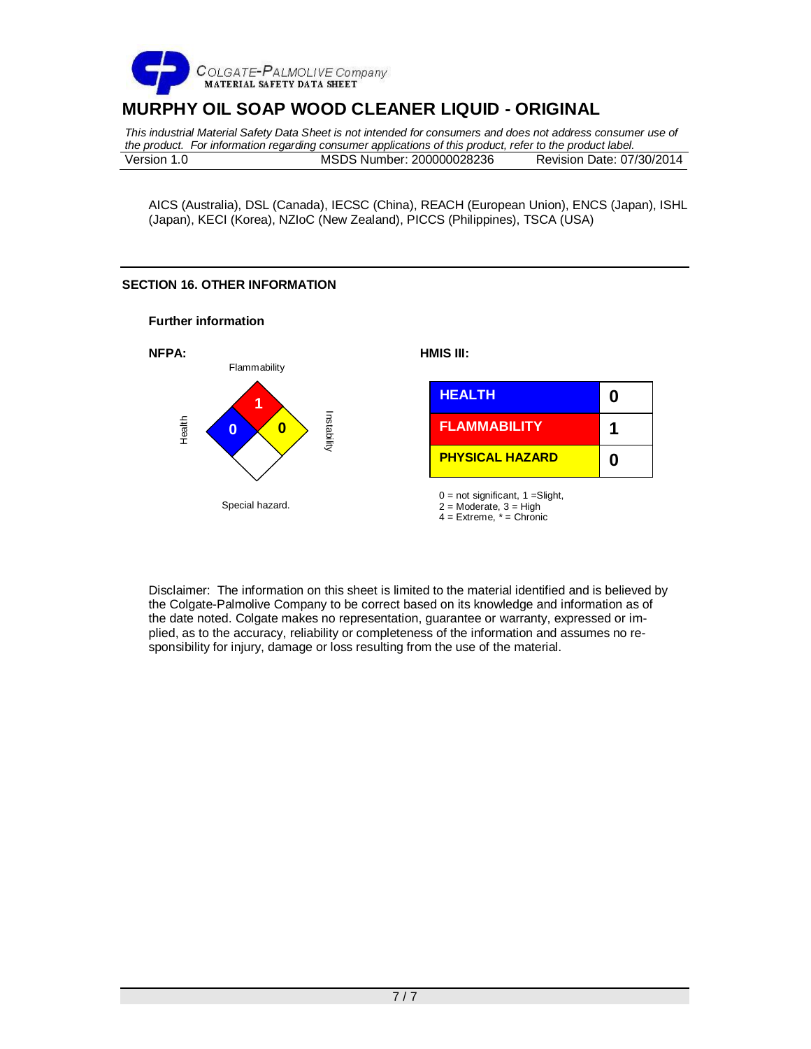AICS (Australia), DSL (Canada), IECSC (China), REACH (European Union), ENCS (Japan), ISHL (Japan), KECI (Korea), NZIoC (New Zealand), PICCS (Philippines), TSCA (USA)

## SECTION 16. OTHER INFORMATION

### Further information

**NFPA:**

Flammability

1

Health

0

0

Instability

Special hazard.

**HMIS III:**

| | |
|---|---|
| HEALTH | 0 |
| FLAMMABILITY | 1 |
| PHYSICAL HAZARD | 0 |

0 = not significant, 1 =Slight,
2 = Moderate, 3 = High
4 = Extreme, * = Chronic

Disclaimer: The information on this sheet is limited to the material identified and is believed by the Colgate-Palmolive Company to be correct based on its knowledge and information as of the date noted. Colgate makes no representation, guarantee or warranty, expressed or implied, as to the accuracy, reliability or completeness of the information and assumes no responsibility for injury, damage or loss resulting from the use of the material.